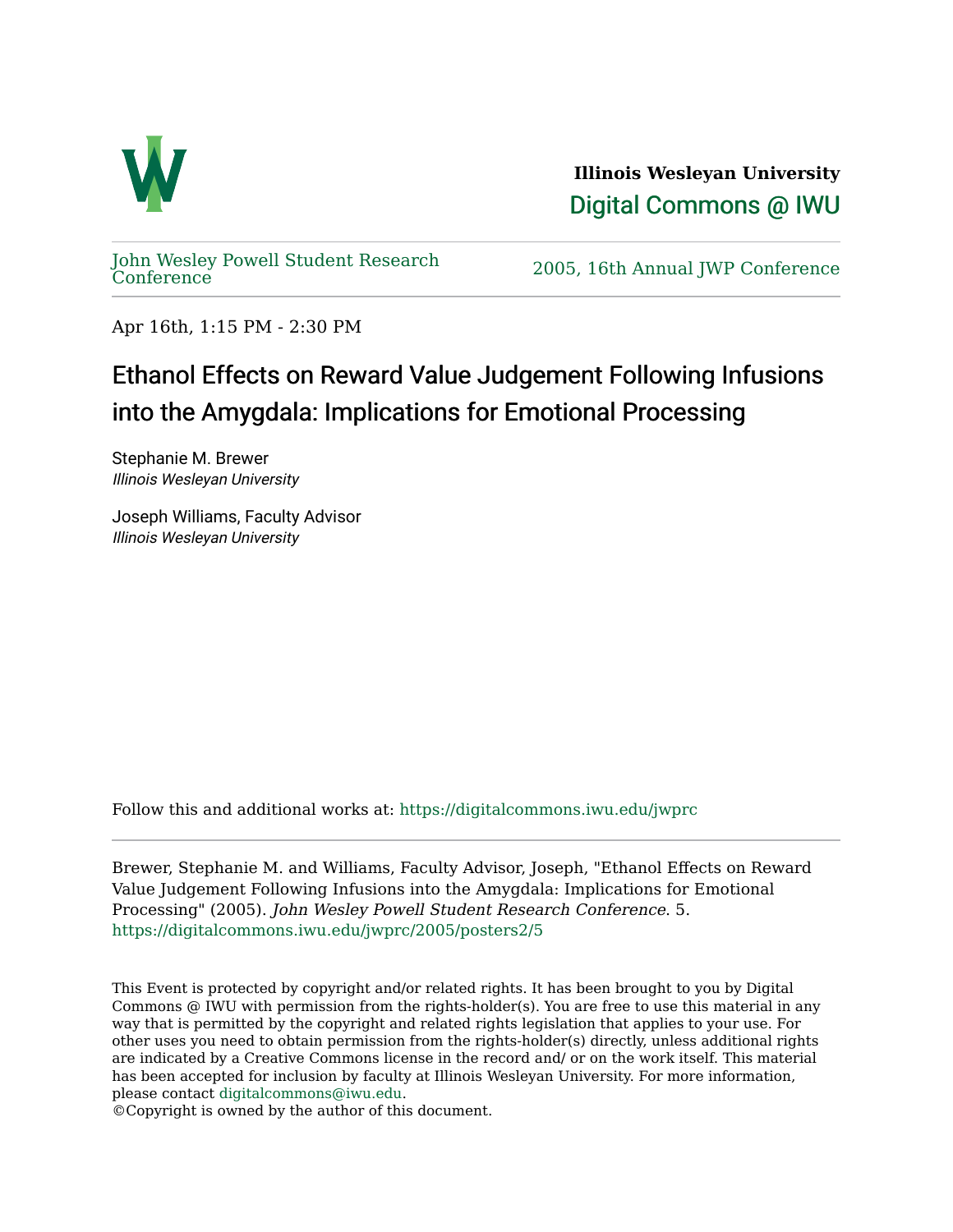**Illinois Wesleyan University**

Digital Commons @ IWU

John Wesley Powell Student Research Conference

2005, 16th Annual JWP Conference

Apr 16th, 1:15 PM - 2:30 PM

# Ethanol Effects on Reward Value Judgement Following Infusions into the Amygdala: Implications for Emotional Processing

Stephanie M. Brewer
*Illinois Wesleyan University*

Joseph Williams, Faculty Advisor
*Illinois Wesleyan University*

Follow this and additional works at: https://digitalcommons.iwu.edu/jwprc

Brewer, Stephanie M. and Williams, Faculty Advisor, Joseph, "Ethanol Effects on Reward Value Judgement Following Infusions into the Amygdala: Implications for Emotional Processing" (2005). *John Wesley Powell Student Research Conference*. 5.
https://digitalcommons.iwu.edu/jwprc/2005/posters2/5

This Event is protected by copyright and/or related rights. It has been brought to you by Digital Commons @ IWU with permission from the rights-holder(s). You are free to use this material in any way that is permitted by the copyright and related rights legislation that applies to your use. For other uses you need to obtain permission from the rights-holder(s) directly, unless additional rights are indicated by a Creative Commons license in the record and/ or on the work itself. This material has been accepted for inclusion by faculty at Illinois Wesleyan University. For more information, please contact digitalcommons@iwu.edu.
©Copyright is owned by the author of this document.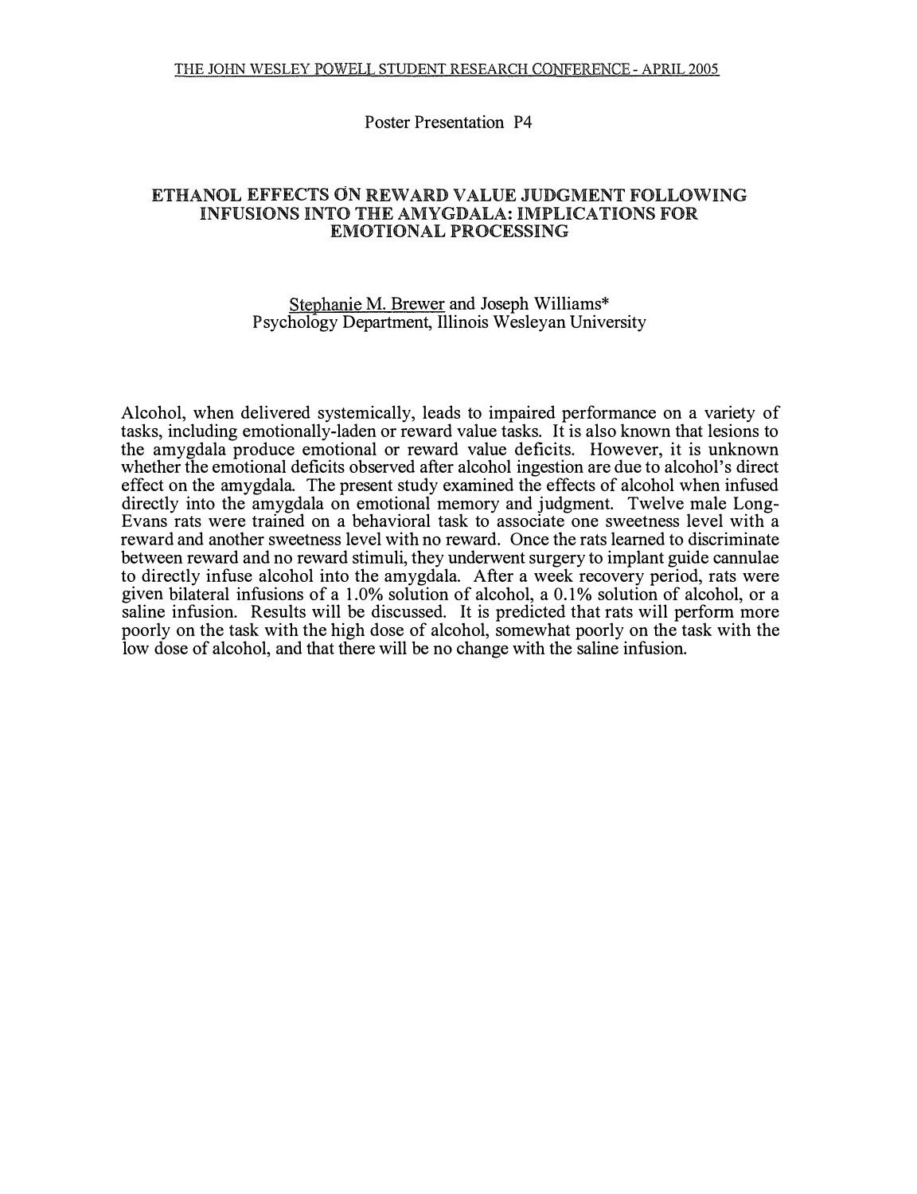Poster Presentation P4

## ETHANOL EFFECTS ON REWARD VALUE JUDGMENT FOLLOWING INFUSIONS INTO THE AMYGDALA: IMPLICATIONS FOR EMOTIONAL PROCESSING

Stephanie M. Brewer and Joseph Williams*
Psychology Department, Illinois Wesleyan University

Alcohol, when delivered systemically, leads to impaired performance on a variety of tasks, including emotionally-laden or reward value tasks. It is also known that lesions to the amygdala produce emotional or reward value deficits. However, it is unknown whether the emotional deficits observed after alcohol ingestion are due to alcohol's direct effect on the amygdala. The present study examined the effects of alcohol when infused directly into the amygdala on emotional memory and judgment. Twelve male Long-Evans rats were trained on a behavioral task to associate one sweetness level with a reward and another sweetness level with no reward. Once the rats learned to discriminate between reward and no reward stimuli, they underwent surgery to implant guide cannulae to directly infuse alcohol into the amygdala. After a week recovery period, rats were given bilateral infusions of a 1.0% solution of alcohol, a 0.1% solution of alcohol, or a saline infusion. Results will be discussed. It is predicted that rats will perform more poorly on the task with the high dose of alcohol, somewhat poorly on the task with the low dose of alcohol, and that there will be no change with the saline infusion.